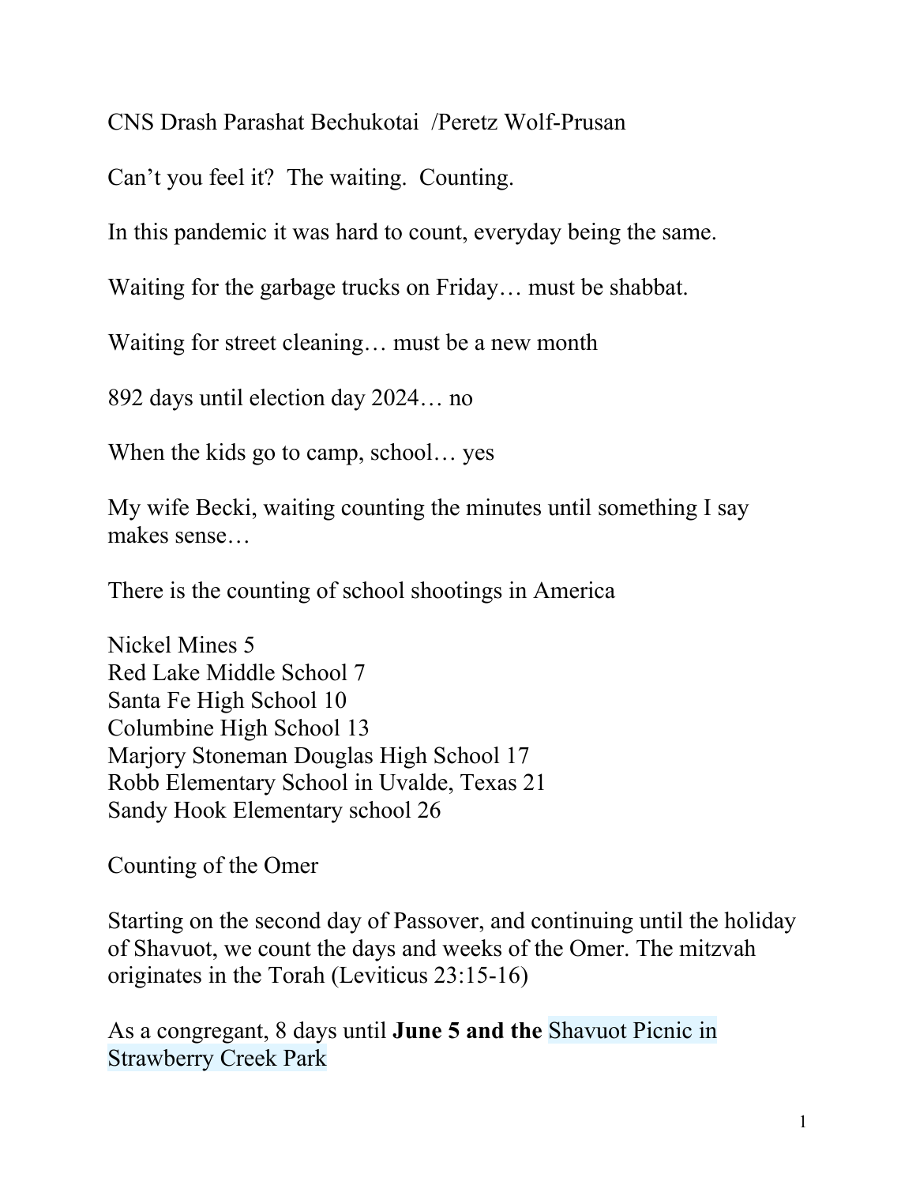CNS Drash Parashat Bechukotai /Peretz Wolf-Prusan

Can't you feel it? The waiting. Counting.

In this pandemic it was hard to count, everyday being the same.

Waiting for the garbage trucks on Friday… must be shabbat.

Waiting for street cleaning… must be a new month

892 days until election day 2024… no

When the kids go to camp, school… yes

My wife Becki, waiting counting the minutes until something I say makes sense…

There is the counting of school shootings in America

Nickel Mines 5
Red Lake Middle School 7
Santa Fe High School 10
Columbine High School 13
Marjory Stoneman Douglas High School 17
Robb Elementary School in Uvalde, Texas 21
Sandy Hook Elementary school 26

Counting of the Omer

Starting on the second day of Passover, and continuing until the holiday of Shavuot, we count the days and weeks of the Omer. The mitzvah originates in the Torah (Leviticus 23:15-16)

As a congregant, 8 days until **June 5 and the** Shavuot Picnic in Strawberry Creek Park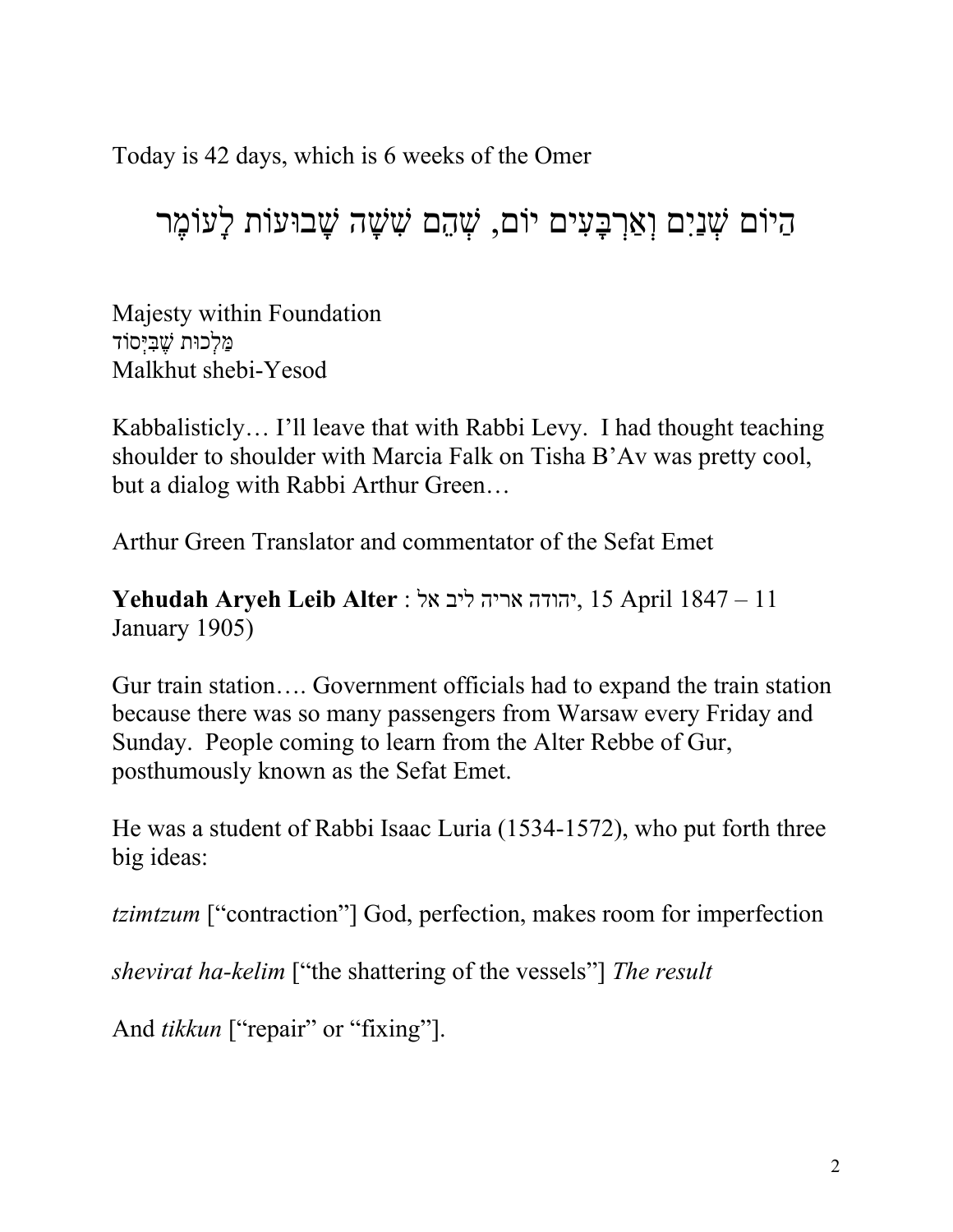Today is 42 days, which is 6 weeks of the Omer

הַיּוֹם שְׁנַיִם וְאַרְבָּעִים יוֹם, שֶׁהֵם שִׁשָּׁה שָׁבוּעוֹת לָעוֹמֶר

Majesty within Foundation
מַלְכוּת שֶׁבִּיְסוֹד
Malkhut shebi-Yesod

Kabbalisticly… I'll leave that with Rabbi Levy. I had thought teaching shoulder to shoulder with Marcia Falk on Tisha B'Av was pretty cool, but a dialog with Rabbi Arthur Green…

Arthur Green Translator and commentator of the Sefat Emet

**Yehudah Aryeh Leib Alter** : יהודה אריה ליב אל, 15 April 1847 – 11 January 1905)

Gur train station…. Government officials had to expand the train station because there was so many passengers from Warsaw every Friday and Sunday. People coming to learn from the Alter Rebbe of Gur, posthumously known as the Sefat Emet.

He was a student of Rabbi Isaac Luria (1534-1572), who put forth three big ideas:

*tzimtzum* ["contraction"] God, perfection, makes room for imperfection

*shevirat ha-kelim* ["the shattering of the vessels"] *The result*

And *tikkun* ["repair" or "fixing"].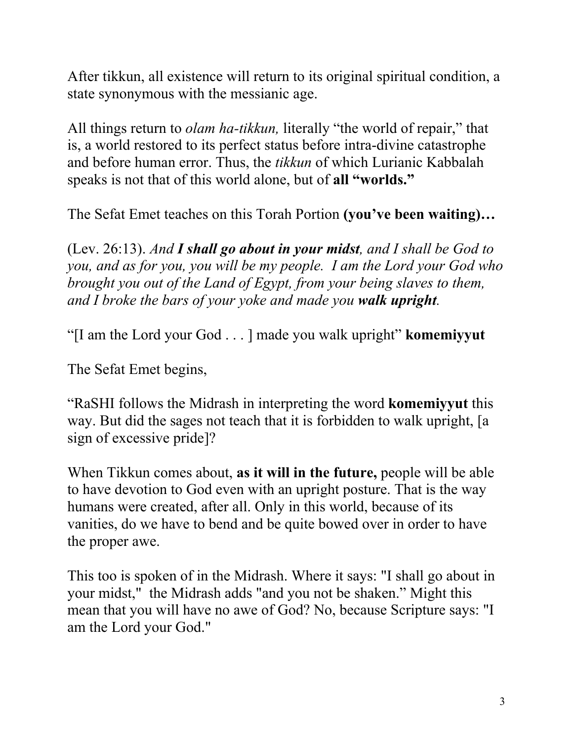After tikkun, all existence will return to its original spiritual condition, a state synonymous with the messianic age.

All things return to *olam ha-tikkun,* literally "the world of repair," that is, a world restored to its perfect status before intra-divine catastrophe and before human error. Thus, the *tikkun* of which Lurianic Kabbalah speaks is not that of this world alone, but of **all "worlds."**

The Sefat Emet teaches on this Torah Portion **(you've been waiting)…**

(Lev. 26:13). *And **I shall go about in your midst**, and I shall be God to you, and as for you, you will be my people. I am the Lord your God who brought you out of the Land of Egypt, from your being slaves to them, and I broke the bars of your yoke and made you **walk upright**.*

"[I am the Lord your God . . . ] made you walk upright" **komemiyyut**

The Sefat Emet begins,

"RaSHI follows the Midrash in interpreting the word **komemiyyut** this way. But did the sages not teach that it is forbidden to walk upright, [a sign of excessive pride]?

When Tikkun comes about, **as it will in the future,** people will be able to have devotion to God even with an upright posture. That is the way humans were created, after all. Only in this world, because of its vanities, do we have to bend and be quite bowed over in order to have the proper awe.

This too is spoken of in the Midrash. Where it says: "I shall go about in your midst," the Midrash adds "and you not be shaken." Might this mean that you will have no awe of God? No, because Scripture says: "I am the Lord your God."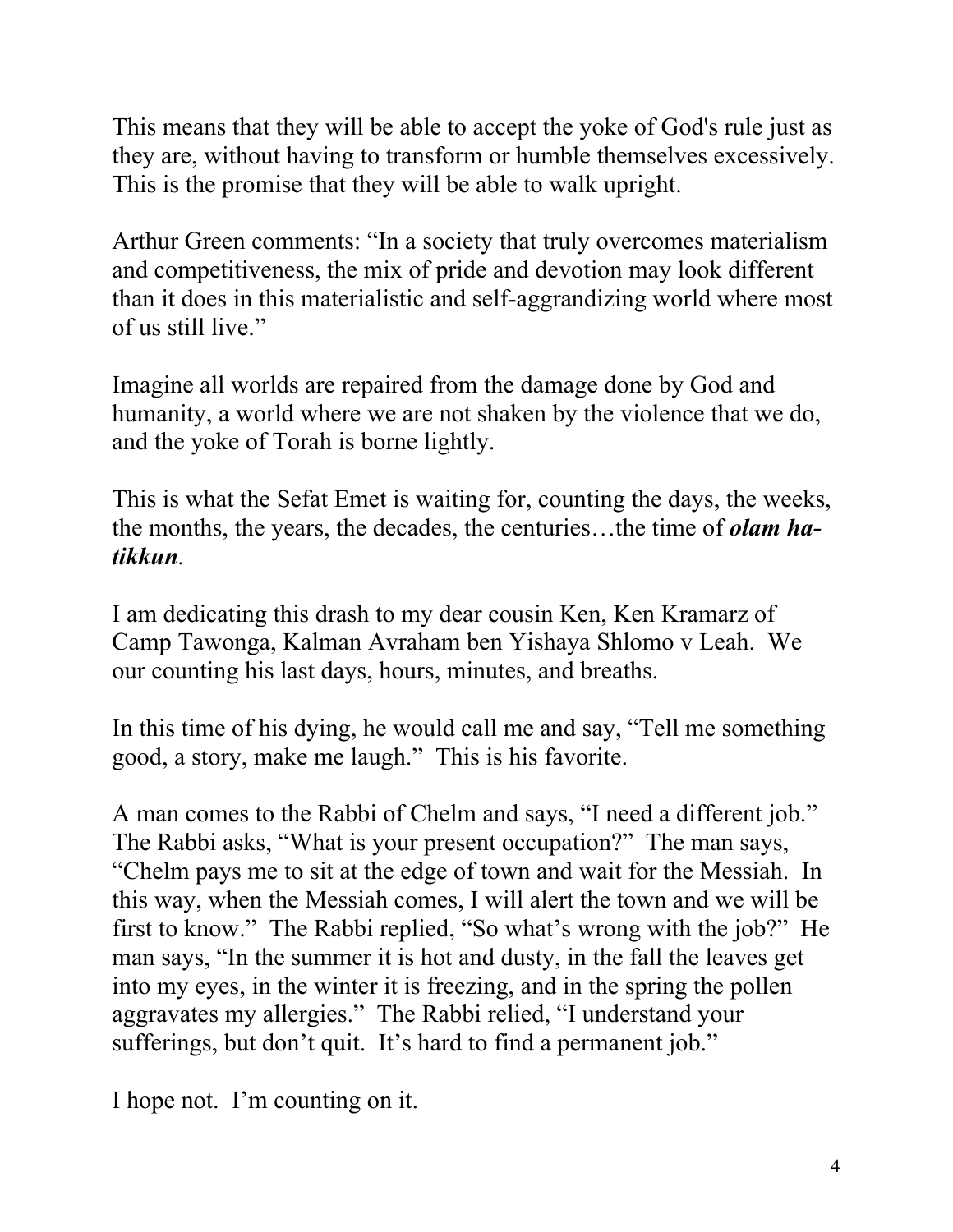This means that they will be able to accept the yoke of God's rule just as they are, without having to transform or humble themselves excessively. This is the promise that they will be able to walk upright.

Arthur Green comments: "In a society that truly overcomes materialism and competitiveness, the mix of pride and devotion may look different than it does in this materialistic and self-aggrandizing world where most of us still live."

Imagine all worlds are repaired from the damage done by God and humanity, a world where we are not shaken by the violence that we do, and the yoke of Torah is borne lightly.

This is what the Sefat Emet is waiting for, counting the days, the weeks, the months, the years, the decades, the centuries…the time of ***olam ha-tikkun***.

I am dedicating this drash to my dear cousin Ken, Ken Kramarz of Camp Tawonga, Kalman Avraham ben Yishaya Shlomo v Leah. We our counting his last days, hours, minutes, and breaths.

In this time of his dying, he would call me and say, "Tell me something good, a story, make me laugh." This is his favorite.

A man comes to the Rabbi of Chelm and says, "I need a different job." The Rabbi asks, "What is your present occupation?" The man says, "Chelm pays me to sit at the edge of town and wait for the Messiah. In this way, when the Messiah comes, I will alert the town and we will be first to know." The Rabbi replied, "So what's wrong with the job?" He man says, "In the summer it is hot and dusty, in the fall the leaves get into my eyes, in the winter it is freezing, and in the spring the pollen aggravates my allergies." The Rabbi relied, "I understand your sufferings, but don't quit. It's hard to find a permanent job."

I hope not. I'm counting on it.